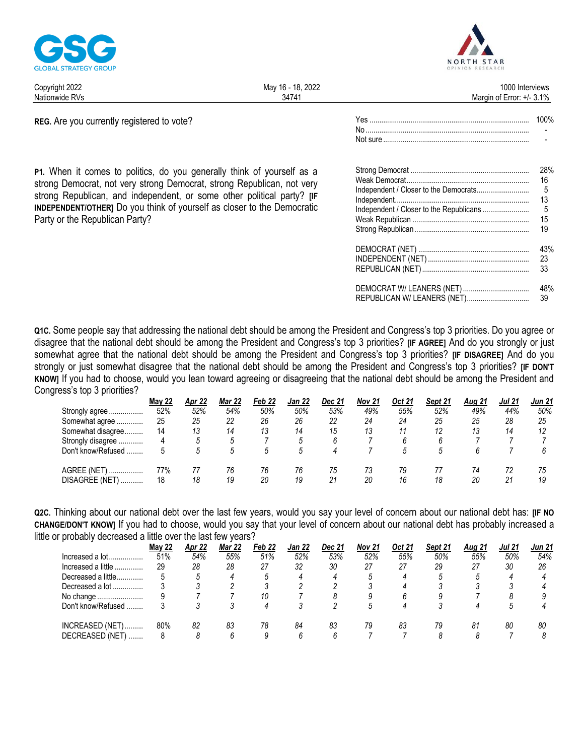GSG GLOBAL STRATEGY GROUP

NORTH STAR OPINION RESEARCH

| Copyright 2022 | May 16 - 18, 2022 | 1000 Interviews |
|---|---|---|
| Nationwide RVs | 34741 | Margin of Error: +/- 3.1% |

**REG.** Are you currently registered to vote?

| | |
|---|---|
| Yes | 100% |
| No | - |
| Not sure | - |

**P1.** When it comes to politics, do you generally think of yourself as a strong Democrat, not very strong Democrat, strong Republican, not very strong Republican, and independent, or some other political party? **[IF INDEPENDENT/OTHER]** Do you think of yourself as closer to the Democratic Party or the Republican Party?

| | |
|---|---|
| Strong Democrat | 28% |
| Weak Democrat | 16 |
| Independent / Closer to the Democrats | 5 |
| Independent | 13 |
| Independent / Closer to the Republicans | 5 |
| Weak Republican | 15 |
| Strong Republican | 19 |
| | |
| DEMOCRAT (NET) | 43% |
| INDEPENDENT (NET) | 23 |
| REPUBLICAN (NET) | 33 |
| | |
| DEMOCRAT W/ LEANERS (NET) | 48% |
| REPUBLICAN W/ LEANERS (NET) | 39 |

**Q1C.** Some people say that addressing the national debt should be among the President and Congress's top 3 priorities. Do you agree or disagree that the national debt should be among the President and Congress's top 3 priorities? **[IF AGREE]** And do you strongly or just somewhat agree that the national debt should be among the President and Congress's top 3 priorities? **[IF DISAGREE]** And do you strongly or just somewhat disagree that the national debt should be among the President and Congress's top 3 priorities? **[IF DON'T KNOW]** If you had to choose, would you lean toward agreeing or disagreeing that the national debt should be among the President and Congress's top 3 priorities?

| | May 22 | Apr 22 | Mar 22 | Feb 22 | Jan 22 | Dec 21 | Nov 21 | Oct 21 | Sept 21 | Aug 21 | Jul 21 | Jun 21 |
|---|---|---|---|---|---|---|---|---|---|---|---|---|
| Strongly agree | 52% | 52% | 54% | 50% | 50% | 53% | 49% | 55% | 52% | 49% | 44% | 50% |
| Somewhat agree | 25 | 25 | 22 | 26 | 26 | 22 | 24 | 24 | 25 | 25 | 28 | 25 |
| Somewhat disagree | 14 | 13 | 14 | 13 | 14 | 15 | 13 | 11 | 12 | 13 | 14 | 12 |
| Strongly disagree | 4 | 5 | 5 | 7 | 5 | 6 | 7 | 6 | 6 | 7 | 7 | 7 |
| Don't know/Refused | 5 | 5 | 5 | 5 | 5 | 4 | 7 | 5 | 5 | 6 | 7 | 6 |
| | | | | | | | | | | | | |
| AGREE (NET) | 77% | 77 | 76 | 76 | 76 | 75 | 73 | 79 | 77 | 74 | 72 | 75 |
| DISAGREE (NET) | 18 | 18 | 19 | 20 | 19 | 21 | 20 | 16 | 18 | 20 | 21 | 19 |

**Q2C.** Thinking about our national debt over the last few years, would you say your level of concern about our national debt has: **[IF NO CHANGE/DON'T KNOW]** If you had to choose, would you say that your level of concern about our national debt has probably increased a little or probably decreased a little over the last few years?

| | May 22 | Apr 22 | Mar 22 | Feb 22 | Jan 22 | Dec 21 | Nov 21 | Oct 21 | Sept 21 | Aug 21 | Jul 21 | Jun 21 |
|---|---|---|---|---|---|---|---|---|---|---|---|---|
| Increased a lot | 51% | 54% | 55% | 51% | 52% | 53% | 52% | 55% | 50% | 55% | 50% | 54% |
| Increased a little | 29 | 28 | 28 | 27 | 32 | 30 | 27 | 27 | 29 | 27 | 30 | 26 |
| Decreased a little | 5 | 5 | 4 | 5 | 4 | 4 | 5 | 4 | 5 | 5 | 4 | 4 |
| Decreased a lot | 3 | 3 | 2 | 3 | 2 | 2 | 3 | 4 | 3 | 3 | 3 | 4 |
| No change | 9 | 7 | 7 | 10 | 7 | 8 | 9 | 6 | 9 | 7 | 8 | 9 |
| Don't know/Refused | 3 | 3 | 3 | 4 | 3 | 2 | 5 | 4 | 3 | 4 | 5 | 4 |
| | | | | | | | | | | | | |
| INCREASED (NET) | 80% | 82 | 83 | 78 | 84 | 83 | 79 | 83 | 79 | 81 | 80 | 80 |
| DECREASED (NET) | 8 | 8 | 6 | 9 | 6 | 6 | 7 | 7 | 8 | 8 | 7 | 8 |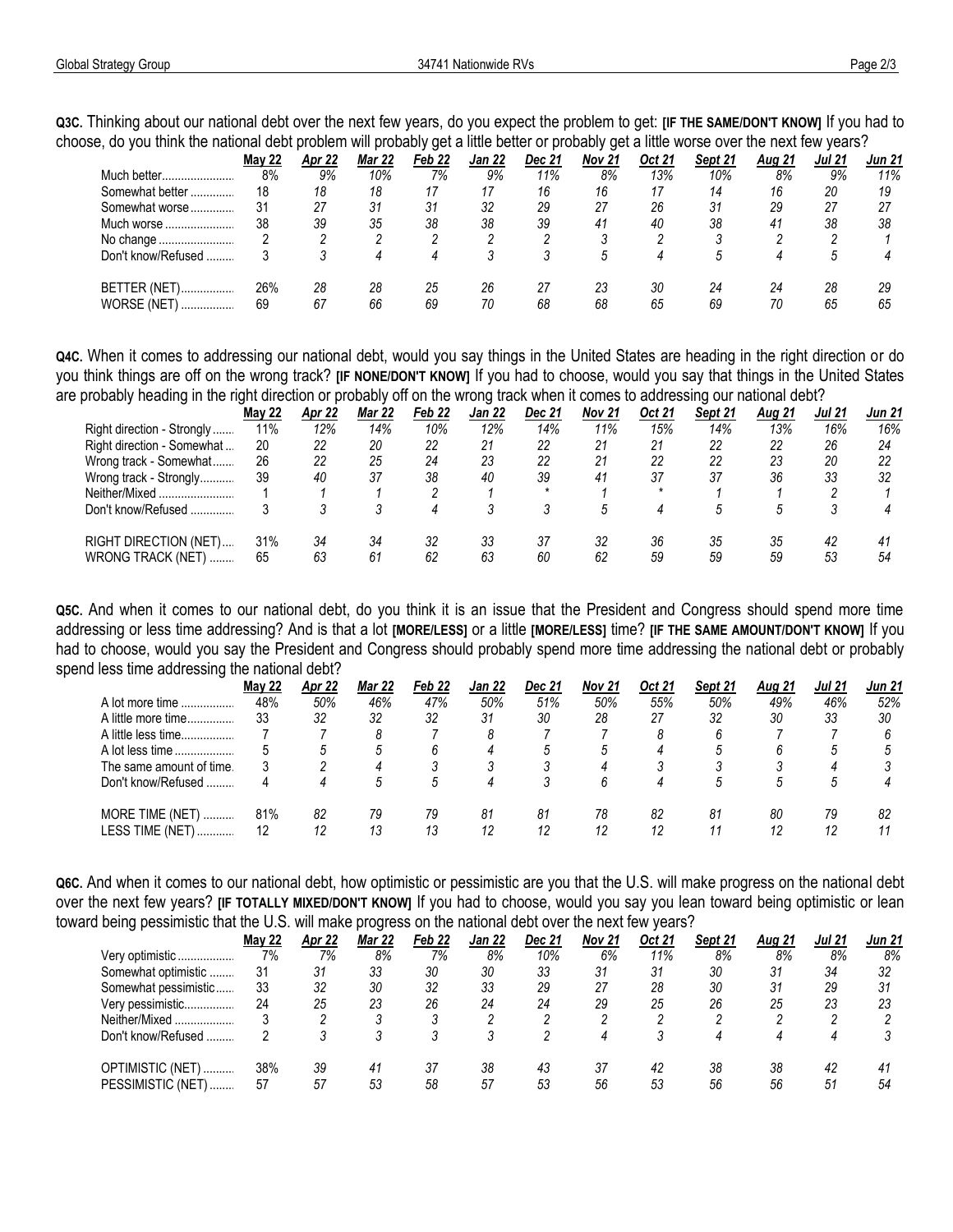**Q3C.** Thinking about our national debt over the next few years, do you expect the problem to get: **[IF THE SAME/DON'T KNOW]** If you had to choose, do you think the national debt problem will probably get a little better or probably get a little worse over the next few years?

| | May 22 | Apr 22 | Mar 22 | Feb 22 | Jan 22 | Dec 21 | Nov 21 | Oct 21 | Sept 21 | Aug 21 | Jul 21 | Jun 21 |
|---|---|---|---|---|---|---|---|---|---|---|---|---|
| Much better | 8% | 9% | 10% | 7% | 9% | 11% | 8% | 13% | 10% | 8% | 9% | 11% |
| Somewhat better | 18 | 18 | 18 | 17 | 17 | 16 | 16 | 17 | 14 | 16 | 20 | 19 |
| Somewhat worse | 31 | 27 | 31 | 31 | 32 | 29 | 27 | 26 | 31 | 29 | 27 | 27 |
| Much worse | 38 | 39 | 35 | 38 | 38 | 39 | 41 | 40 | 38 | 41 | 38 | 38 |
| No change | 2 | 2 | 2 | 2 | 2 | 2 | 3 | 2 | 3 | 2 | 2 | 1 |
| Don't know/Refused | 3 | 3 | 4 | 4 | 3 | 3 | 5 | 4 | 5 | 4 | 5 | 4 |
| BETTER (NET) | 26% | 28 | 28 | 25 | 26 | 27 | 23 | 30 | 24 | 24 | 28 | 29 |
| WORSE (NET) | 69 | 67 | 66 | 69 | 70 | 68 | 68 | 65 | 69 | 70 | 65 | 65 |

**Q4C.** When it comes to addressing our national debt, would you say things in the United States are heading in the right direction or do you think things are off on the wrong track? **[IF NONE/DON'T KNOW]** If you had to choose, would you say that things in the United States are probably heading in the right direction or probably off on the wrong track when it comes to addressing our national debt?

| | May 22 | Apr 22 | Mar 22 | Feb 22 | Jan 22 | Dec 21 | Nov 21 | Oct 21 | Sept 21 | Aug 21 | Jul 21 | Jun 21 |
|---|---|---|---|---|---|---|---|---|---|---|---|---|
| Right direction - Strongly | 11% | 12% | 14% | 10% | 12% | 14% | 11% | 15% | 14% | 13% | 16% | 16% |
| Right direction - Somewhat | 20 | 22 | 20 | 22 | 21 | 22 | 21 | 21 | 22 | 22 | 26 | 24 |
| Wrong track - Somewhat | 26 | 22 | 25 | 24 | 23 | 22 | 21 | 22 | 22 | 23 | 20 | 22 |
| Wrong track - Strongly | 39 | 40 | 37 | 38 | 40 | 39 | 41 | 37 | 37 | 36 | 33 | 32 |
| Neither/Mixed | 1 | 1 | 1 | 2 | 1 | * | 1 | * | 1 | 1 | 2 | 1 |
| Don't know/Refused | 3 | 3 | 3 | 4 | 3 | 3 | 5 | 4 | 5 | 5 | 3 | 4 |
| RIGHT DIRECTION (NET) | 31% | 34 | 34 | 32 | 33 | 37 | 32 | 36 | 35 | 35 | 42 | 41 |
| WRONG TRACK (NET) | 65 | 63 | 61 | 62 | 63 | 60 | 62 | 59 | 59 | 59 | 53 | 54 |

**Q5C.** And when it comes to our national debt, do you think it is an issue that the President and Congress should spend more time addressing or less time addressing? And is that a lot **[MORE/LESS]** or a little **[MORE/LESS]** time? **[IF THE SAME AMOUNT/DON'T KNOW]** If you had to choose, would you say the President and Congress should probably spend more time addressing the national debt or probably spend less time addressing the national debt?

| | May 22 | Apr 22 | Mar 22 | Feb 22 | Jan 22 | Dec 21 | Nov 21 | Oct 21 | Sept 21 | Aug 21 | Jul 21 | Jun 21 |
|---|---|---|---|---|---|---|---|---|---|---|---|---|
| A lot more time | 48% | 50% | 46% | 47% | 50% | 51% | 50% | 55% | 50% | 49% | 46% | 52% |
| A little more time | 33 | 32 | 32 | 32 | 31 | 30 | 28 | 27 | 32 | 30 | 33 | 30 |
| A little less time | 7 | 7 | 8 | 7 | 8 | 7 | 7 | 8 | 6 | 7 | 7 | 6 |
| A lot less time | 5 | 5 | 5 | 6 | 4 | 5 | 5 | 4 | 5 | 6 | 5 | 5 |
| The same amount of time | 3 | 2 | 4 | 3 | 3 | 3 | 4 | 3 | 3 | 3 | 4 | 3 |
| Don't know/Refused | 4 | 4 | 5 | 5 | 4 | 3 | 6 | 4 | 5 | 5 | 5 | 4 |
| MORE TIME (NET) | 81% | 82 | 79 | 79 | 81 | 81 | 78 | 82 | 81 | 80 | 79 | 82 |
| LESS TIME (NET) | 12 | 12 | 13 | 13 | 12 | 12 | 12 | 12 | 11 | 12 | 12 | 11 |

**Q6C.** And when it comes to our national debt, how optimistic or pessimistic are you that the U.S. will make progress on the national debt over the next few years? **[IF TOTALLY MIXED/DON'T KNOW]** If you had to choose, would you say you lean toward being optimistic or lean toward being pessimistic that the U.S. will make progress on the national debt over the next few years?

| | May 22 | Apr 22 | Mar 22 | Feb 22 | Jan 22 | Dec 21 | Nov 21 | Oct 21 | Sept 21 | Aug 21 | Jul 21 | Jun 21 |
|---|---|---|---|---|---|---|---|---|---|---|---|---|
| Very optimistic | 7% | 7% | 8% | 7% | 8% | 10% | 6% | 11% | 8% | 8% | 8% | 8% |
| Somewhat optimistic | 31 | 31 | 33 | 30 | 30 | 33 | 31 | 31 | 30 | 31 | 34 | 32 |
| Somewhat pessimistic | 33 | 32 | 30 | 32 | 33 | 29 | 27 | 28 | 30 | 31 | 29 | 31 |
| Very pessimistic | 24 | 25 | 23 | 26 | 24 | 24 | 29 | 25 | 26 | 25 | 23 | 23 |
| Neither/Mixed | 3 | 2 | 3 | 3 | 2 | 2 | 2 | 2 | 2 | 2 | 2 | 2 |
| Don't know/Refused | 2 | 3 | 3 | 3 | 3 | 2 | 4 | 3 | 4 | 4 | 4 | 3 |
| OPTIMISTIC (NET) | 38% | 39 | 41 | 37 | 38 | 43 | 37 | 42 | 38 | 38 | 42 | 41 |
| PESSIMISTIC (NET) | 57 | 57 | 53 | 58 | 57 | 53 | 56 | 53 | 56 | 56 | 51 | 54 |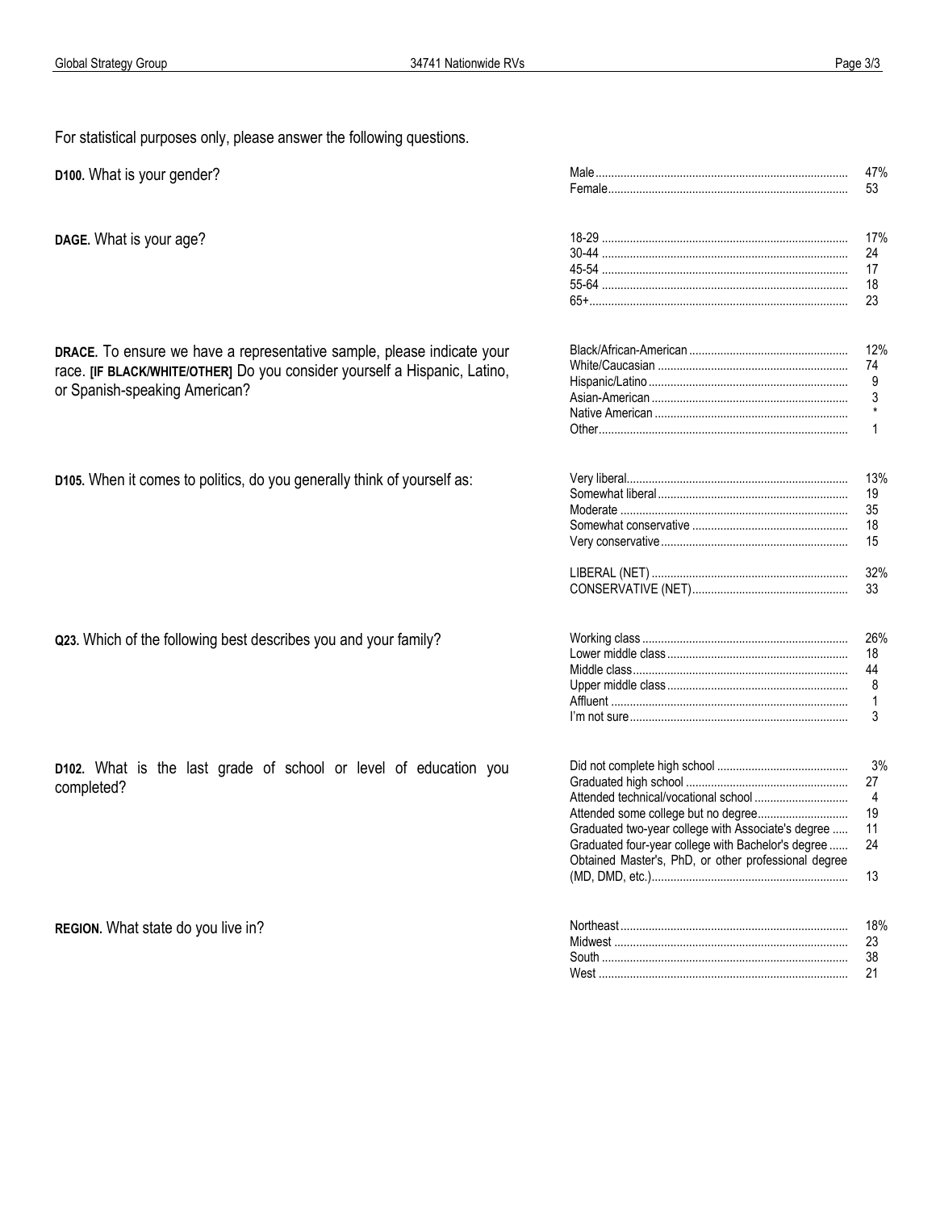For statistical purposes only, please answer the following questions.

**D100.** What is your gender?

| | |
|---|---|
| Male | 47% |
| Female | 53 |

**DAGE.** What is your age?

| | |
|---|---|
| 18-29 | 17% |
| 30-44 | 24 |
| 45-54 | 17 |
| 55-64 | 18 |
| 65+ | 23 |

**DRACE.** To ensure we have a representative sample, please indicate your race. **[IF BLACK/WHITE/OTHER]** Do you consider yourself a Hispanic, Latino, or Spanish-speaking American?

| | |
|---|---|
| Black/African-American | 12% |
| White/Caucasian | 74 |
| Hispanic/Latino | 9 |
| Asian-American | 3 |
| Native American | * |
| Other | 1 |

**D105.** When it comes to politics, do you generally think of yourself as:

| | |
|---|---|
| Very liberal | 13% |
| Somewhat liberal | 19 |
| Moderate | 35 |
| Somewhat conservative | 18 |
| Very conservative | 15 |
| | |
| LIBERAL (NET) | 32% |
| CONSERVATIVE (NET) | 33 |

**Q23.** Which of the following best describes you and your family?

| | |
|---|---|
| Working class | 26% |
| Lower middle class | 18 |
| Middle class | 44 |
| Upper middle class | 8 |
| Affluent | 1 |
| I'm not sure | 3 |

**D102.** What is the last grade of school or level of education you completed?

| | |
|---|---|
| Did not complete high school | 3% |
| Graduated high school | 27 |
| Attended technical/vocational school | 4 |
| Attended some college but no degree | 19 |
| Graduated two-year college with Associate's degree | 11 |
| Graduated four-year college with Bachelor's degree | 24 |
| Obtained Master's, PhD, or other professional degree (MD, DMD, etc.) | 13 |

**REGION.** What state do you live in?

| | |
|---|---|
| Northeast | 18% |
| Midwest | 23 |
| South | 38 |
| West | 21 |